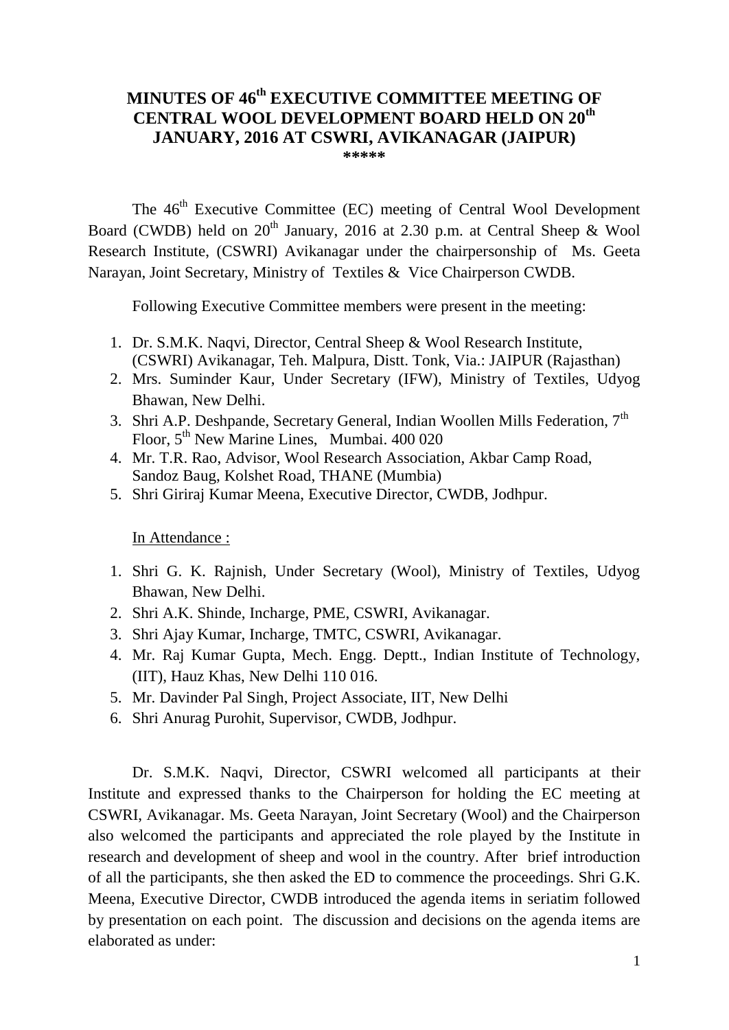# MINUTES OF 46th EXECUTIVE COMMITTEE MEETING OF CENTRAL WOOL DEVELOPMENT BOARD HELD ON 20th JANUARY, 2016 AT CSWRI, AVIKANAGAR (JAIPUR)

\*\*\*\*\*

The 46th Executive Committee (EC) meeting of Central Wool Development Board (CWDB) held on 20th January, 2016 at 2.30 p.m. at Central Sheep & Wool Research Institute, (CSWRI) Avikanagar under the chairpersonship of Ms. Geeta Narayan, Joint Secretary, Ministry of Textiles & Vice Chairperson CWDB.

Following Executive Committee members were present in the meeting:

1. Dr. S.M.K. Naqvi, Director, Central Sheep & Wool Research Institute, (CSWRI) Avikanagar, Teh. Malpura, Distt. Tonk, Via.: JAIPUR (Rajasthan)
2. Mrs. Suminder Kaur, Under Secretary (IFW), Ministry of Textiles, Udyog Bhawan, New Delhi.
3. Shri A.P. Deshpande, Secretary General, Indian Woollen Mills Federation, 7th Floor, 5th New Marine Lines, Mumbai. 400 020
4. Mr. T.R. Rao, Advisor, Wool Research Association, Akbar Camp Road, Sandoz Baug, Kolshet Road, THANE (Mumbia)
5. Shri Giriraj Kumar Meena, Executive Director, CWDB, Jodhpur.

In Attendance :

1. Shri G. K. Rajnish, Under Secretary (Wool), Ministry of Textiles, Udyog Bhawan, New Delhi.
2. Shri A.K. Shinde, Incharge, PME, CSWRI, Avikanagar.
3. Shri Ajay Kumar, Incharge, TMTC, CSWRI, Avikanagar.
4. Mr. Raj Kumar Gupta, Mech. Engg. Deptt., Indian Institute of Technology, (IIT), Hauz Khas, New Delhi 110 016.
5. Mr. Davinder Pal Singh, Project Associate, IIT, New Delhi
6. Shri Anurag Purohit, Supervisor, CWDB, Jodhpur.

Dr. S.M.K. Naqvi, Director, CSWRI welcomed all participants at their Institute and expressed thanks to the Chairperson for holding the EC meeting at CSWRI, Avikanagar. Ms. Geeta Narayan, Joint Secretary (Wool) and the Chairperson also welcomed the participants and appreciated the role played by the Institute in research and development of sheep and wool in the country. After brief introduction of all the participants, she then asked the ED to commence the proceedings. Shri G.K. Meena, Executive Director, CWDB introduced the agenda items in seriatim followed by presentation on each point. The discussion and decisions on the agenda items are elaborated as under: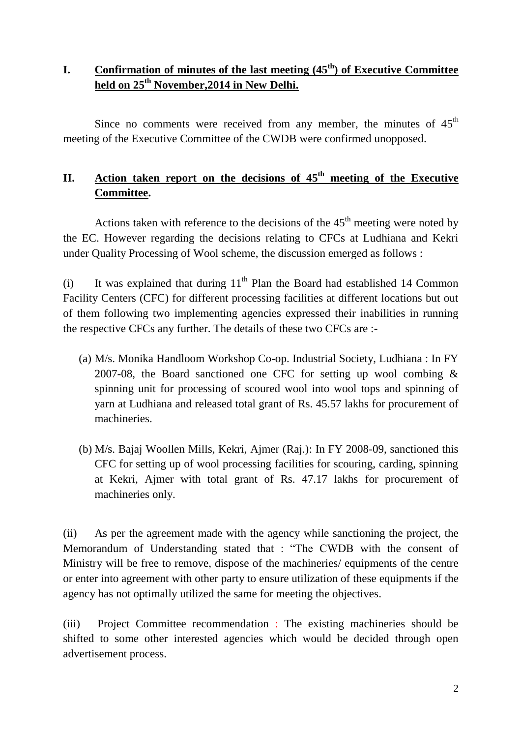## I. Confirmation of minutes of the last meeting (45th) of Executive Committee held on 25th November,2014 in New Delhi.

Since no comments were received from any member, the minutes of 45th meeting of the Executive Committee of the CWDB were confirmed unopposed.

## II. Action taken report on the decisions of 45th meeting of the Executive Committee.

Actions taken with reference to the decisions of the 45th meeting were noted by the EC. However regarding the decisions relating to CFCs at Ludhiana and Kekri under Quality Processing of Wool scheme, the discussion emerged as follows :

(i) It was explained that during 11th Plan the Board had established 14 Common Facility Centers (CFC) for different processing facilities at different locations but out of them following two implementing agencies expressed their inabilities in running the respective CFCs any further. The details of these two CFCs are :-

(a) M/s. Monika Handloom Workshop Co-op. Industrial Society, Ludhiana : In FY 2007-08, the Board sanctioned one CFC for setting up wool combing & spinning unit for processing of scoured wool into wool tops and spinning of yarn at Ludhiana and released total grant of Rs. 45.57 lakhs for procurement of machineries.

(b) M/s. Bajaj Woollen Mills, Kekri, Ajmer (Raj.): In FY 2008-09, sanctioned this CFC for setting up of wool processing facilities for scouring, carding, spinning at Kekri, Ajmer with total grant of Rs. 47.17 lakhs for procurement of machineries only.

(ii) As per the agreement made with the agency while sanctioning the project, the Memorandum of Understanding stated that : "The CWDB with the consent of Ministry will be free to remove, dispose of the machineries/ equipments of the centre or enter into agreement with other party to ensure utilization of these equipments if the agency has not optimally utilized the same for meeting the objectives.

(iii) Project Committee recommendation : The existing machineries should be shifted to some other interested agencies which would be decided through open advertisement process.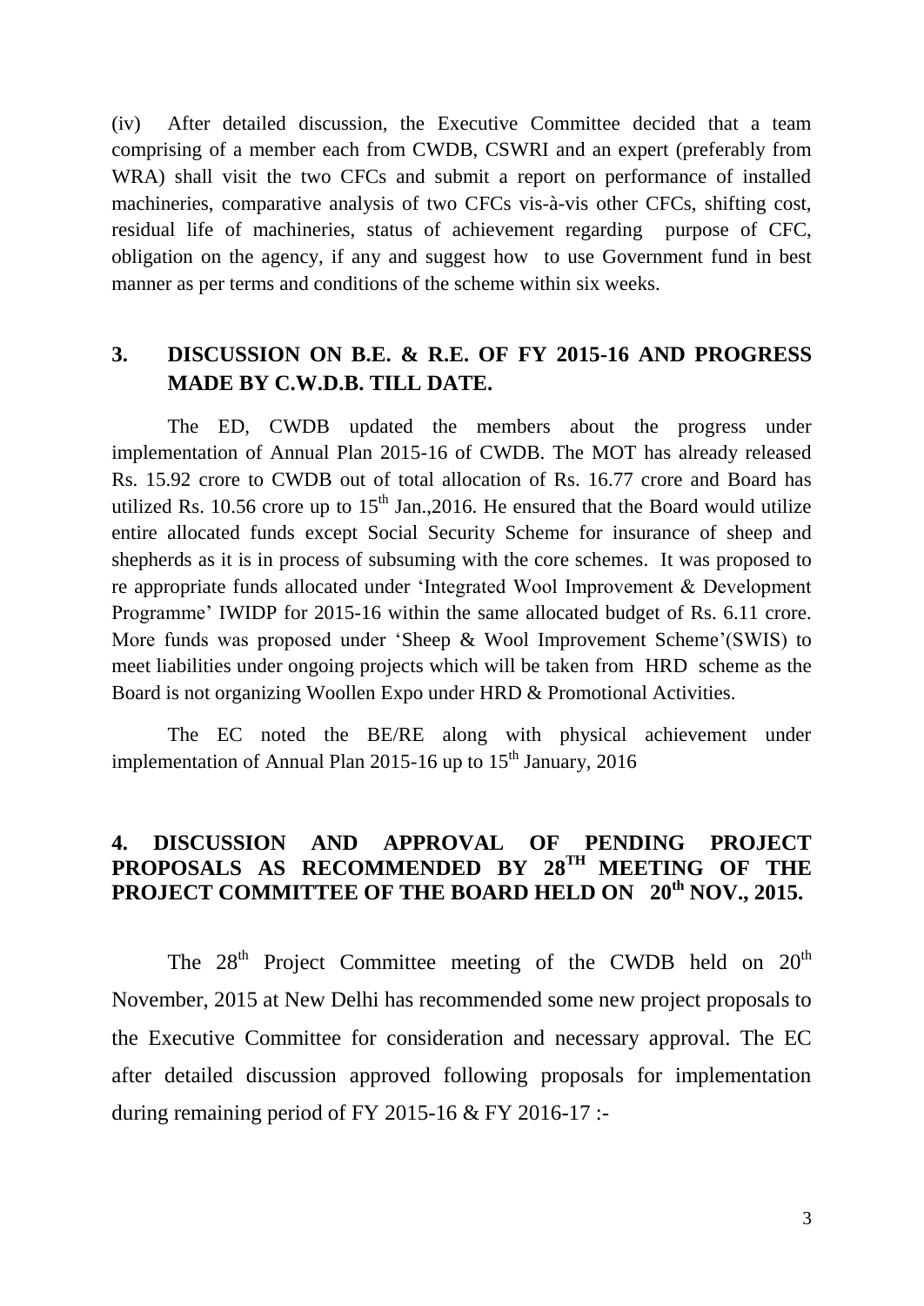(iv) After detailed discussion, the Executive Committee decided that a team comprising of a member each from CWDB, CSWRI and an expert (preferably from WRA) shall visit the two CFCs and submit a report on performance of installed machineries, comparative analysis of two CFCs vis-à-vis other CFCs, shifting cost, residual life of machineries, status of achievement regarding purpose of CFC, obligation on the agency, if any and suggest how to use Government fund in best manner as per terms and conditions of the scheme within six weeks.

## 3. DISCUSSION ON B.E. & R.E. OF FY 2015-16 AND PROGRESS MADE BY C.W.D.B. TILL DATE.

The ED, CWDB updated the members about the progress under implementation of Annual Plan 2015-16 of CWDB. The MOT has already released Rs. 15.92 crore to CWDB out of total allocation of Rs. 16.77 crore and Board has utilized Rs. 10.56 crore up to 15th Jan.,2016. He ensured that the Board would utilize entire allocated funds except Social Security Scheme for insurance of sheep and shepherds as it is in process of subsuming with the core schemes. It was proposed to re appropriate funds allocated under 'Integrated Wool Improvement & Development Programme' IWIDP for 2015-16 within the same allocated budget of Rs. 6.11 crore. More funds was proposed under 'Sheep & Wool Improvement Scheme'(SWIS) to meet liabilities under ongoing projects which will be taken from HRD scheme as the Board is not organizing Woollen Expo under HRD & Promotional Activities.

The EC noted the BE/RE along with physical achievement under implementation of Annual Plan 2015-16 up to 15th January, 2016

## 4. DISCUSSION AND APPROVAL OF PENDING PROJECT PROPOSALS AS RECOMMENDED BY 28TH MEETING OF THE PROJECT COMMITTEE OF THE BOARD HELD ON 20th NOV., 2015.

The 28th Project Committee meeting of the CWDB held on 20th November, 2015 at New Delhi has recommended some new project proposals to the Executive Committee for consideration and necessary approval. The EC after detailed discussion approved following proposals for implementation during remaining period of FY 2015-16 & FY 2016-17 :-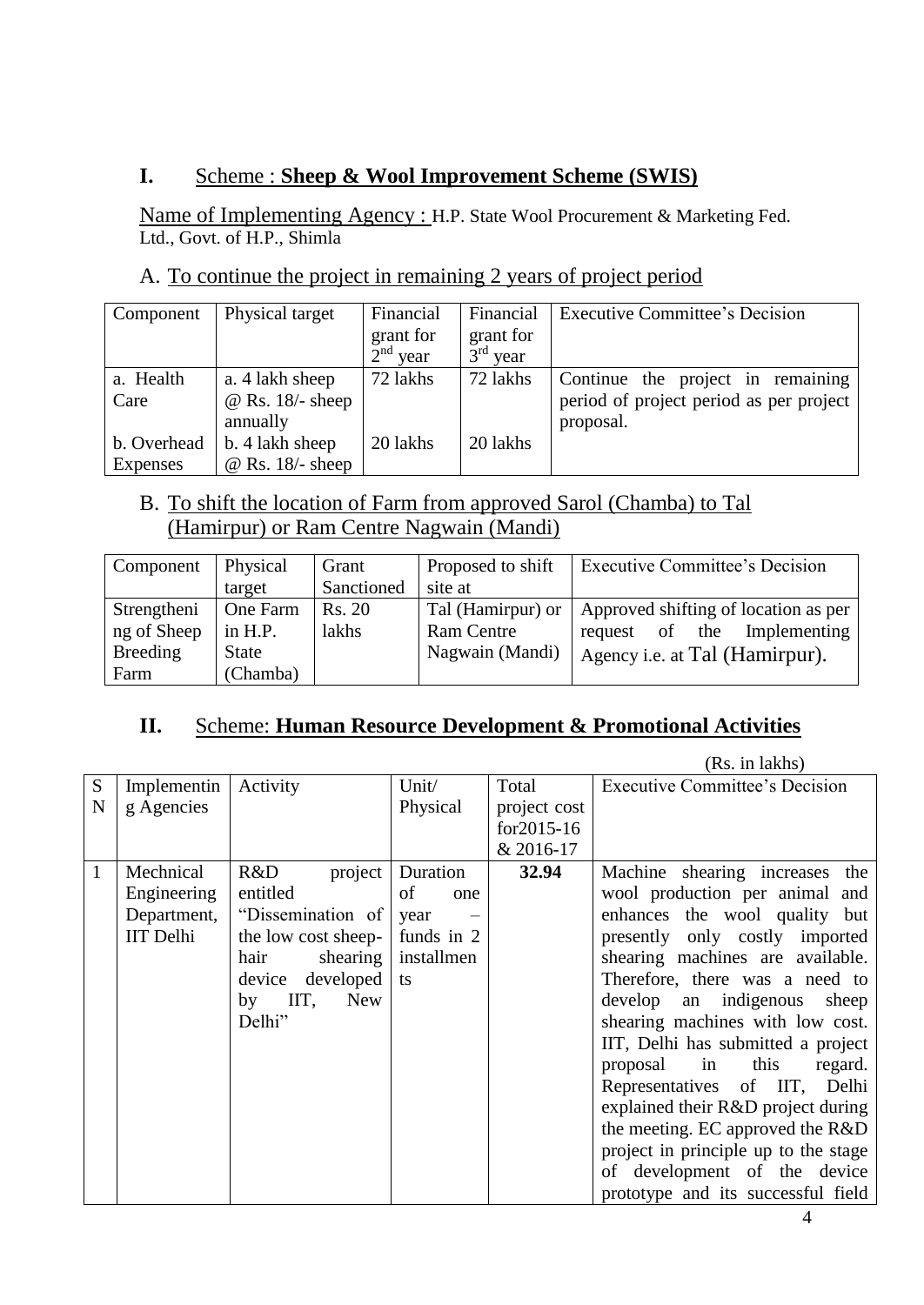## I. Scheme : **Sheep & Wool Improvement Scheme (SWIS)**

Name of Implementing Agency : H.P. State Wool Procurement & Marketing Fed. Ltd., Govt. of H.P., Shimla

A. To continue the project in remaining 2 years of project period

| Component | Physical target | Financial grant for 2nd year | Financial grant for 3rd year | Executive Committee's Decision |
|---|---|---|---|---|
| a. Health Care | a. 4 lakh sheep @ Rs. 18/- sheep annually | 72 lakhs | 72 lakhs | Continue the project in remaining period of project period as per project proposal. |
| b. Overhead Expenses | b. 4 lakh sheep @ Rs. 18/- sheep | 20 lakhs | 20 lakhs | |

B. To shift the location of Farm from approved Sarol (Chamba) to Tal (Hamirpur) or Ram Centre Nagwain (Mandi)

| Component | Physical target | Grant Sanctioned | Proposed to shift site at | Executive Committee's Decision |
|---|---|---|---|---|
| Strengthening of Sheep Breeding Farm | One Farm in H.P. State (Chamba) | Rs. 20 lakhs | Tal (Hamirpur) or Ram Centre Nagwain (Mandi) | Approved shifting of location as per request of the Implementing Agency i.e. at Tal (Hamirpur). |

## II. Scheme: **Human Resource Development & Promotional Activities**

(Rs. in lakhs)

| SN | Implementing Agencies | Activity | Unit/ Physical | Total project cost for2015-16 & 2016-17 | Executive Committee's Decision |
|---|---|---|---|---|---|
| 1 | Mechnical Engineering Department, IIT Delhi | R&D project entitled "Dissemination of the low cost sheep-hair shearing device developed by IIT, New Delhi" | Duration of one year – funds in 2 installments | **32.94** | Machine shearing increases the wool production per animal and enhances the wool quality but presently only costly imported shearing machines are available. Therefore, there was a need to develop an indigenous sheep shearing machines with low cost. IIT, Delhi has submitted a project proposal in this regard. Representatives of IIT, Delhi explained their R&D project during the meeting. EC approved the R&D project in principle up to the stage of development of the device prototype and its successful field |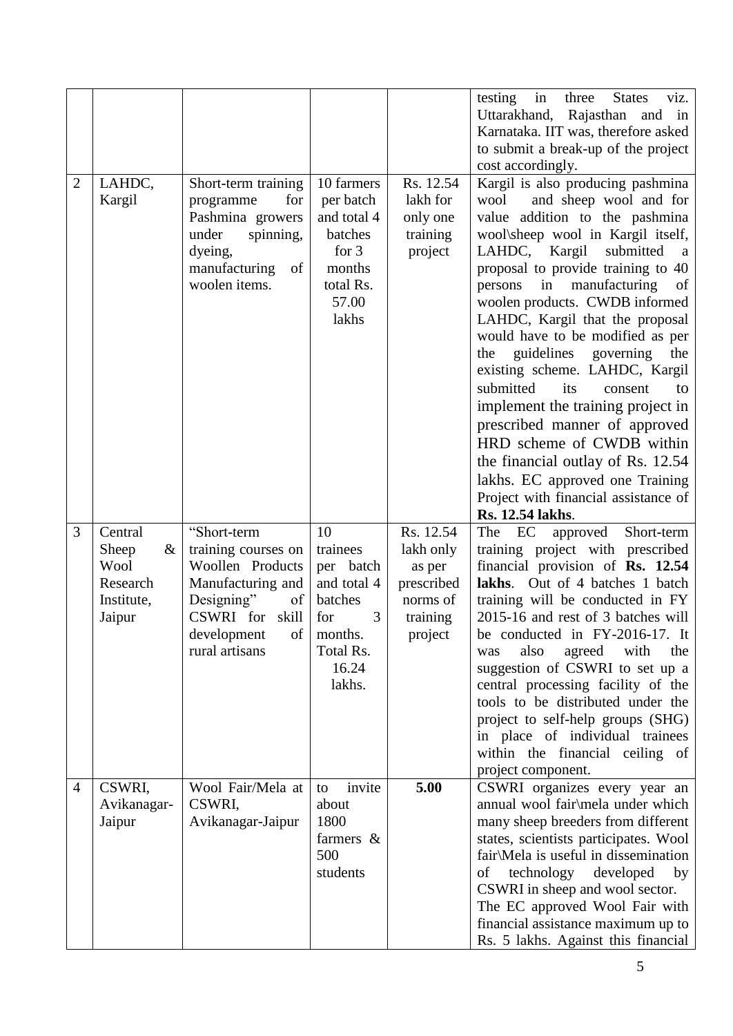| | | | | | |
|---|---|---|---|---|---|
| | | | | | testing in three States viz. Uttarakhand, Rajasthan and in Karnataka. IIT was, therefore asked to submit a break-up of the project cost accordingly. |
| 2 | LAHDC, Kargil | Short-term training programme for Pashmina growers under spinning, dyeing, manufacturing of woolen items. | 10 farmers per batch and total 4 batches for 3 months total Rs. 57.00 lakhs | Rs. 12.54 lakh for only one training project | Kargil is also producing pashmina wool and sheep wool and for value addition to the pashmina wool\sheep wool in Kargil itself, LAHDC, Kargil submitted a proposal to provide training to 40 persons in manufacturing of woolen products. CWDB informed LAHDC, Kargil that the proposal would have to be modified as per the guidelines governing the existing scheme. LAHDC, Kargil submitted its consent to implement the training project in prescribed manner of approved HRD scheme of CWDB within the financial outlay of Rs. 12.54 lakhs. EC approved one Training Project with financial assistance of **Rs. 12.54 lakhs**. |
| 3 | Central Sheep & Wool Research Institute, Jaipur | "Short-term training courses on Woollen Products Manufacturing and Designing" of CSWRI for skill development of rural artisans | 10 trainees per batch and total 4 batches for 3 months. Total Rs. 16.24 lakhs. | Rs. 12.54 lakh only as per prescribed norms of training project | The EC approved Short-term training project with prescribed financial provision of **Rs. 12.54 lakhs**. Out of 4 batches 1 batch training will be conducted in FY 2015-16 and rest of 3 batches will be conducted in FY-2016-17. It was also agreed with the suggestion of CSWRI to set up a central processing facility of the tools to be distributed under the project to self-help groups (SHG) in place of individual trainees within the financial ceiling of project component. |
| 4 | CSWRI, Avikanagar-Jaipur | Wool Fair/Mela at CSWRI, Avikanagar-Jaipur | to invite about 1800 farmers & 500 students | **5.00** | CSWRI organizes every year an annual wool fair\mela under which many sheep breeders from different states, scientists participates. Wool fair\Mela is useful in dissemination of technology developed by CSWRI in sheep and wool sector. The EC approved Wool Fair with financial assistance maximum up to Rs. 5 lakhs. Against this financial |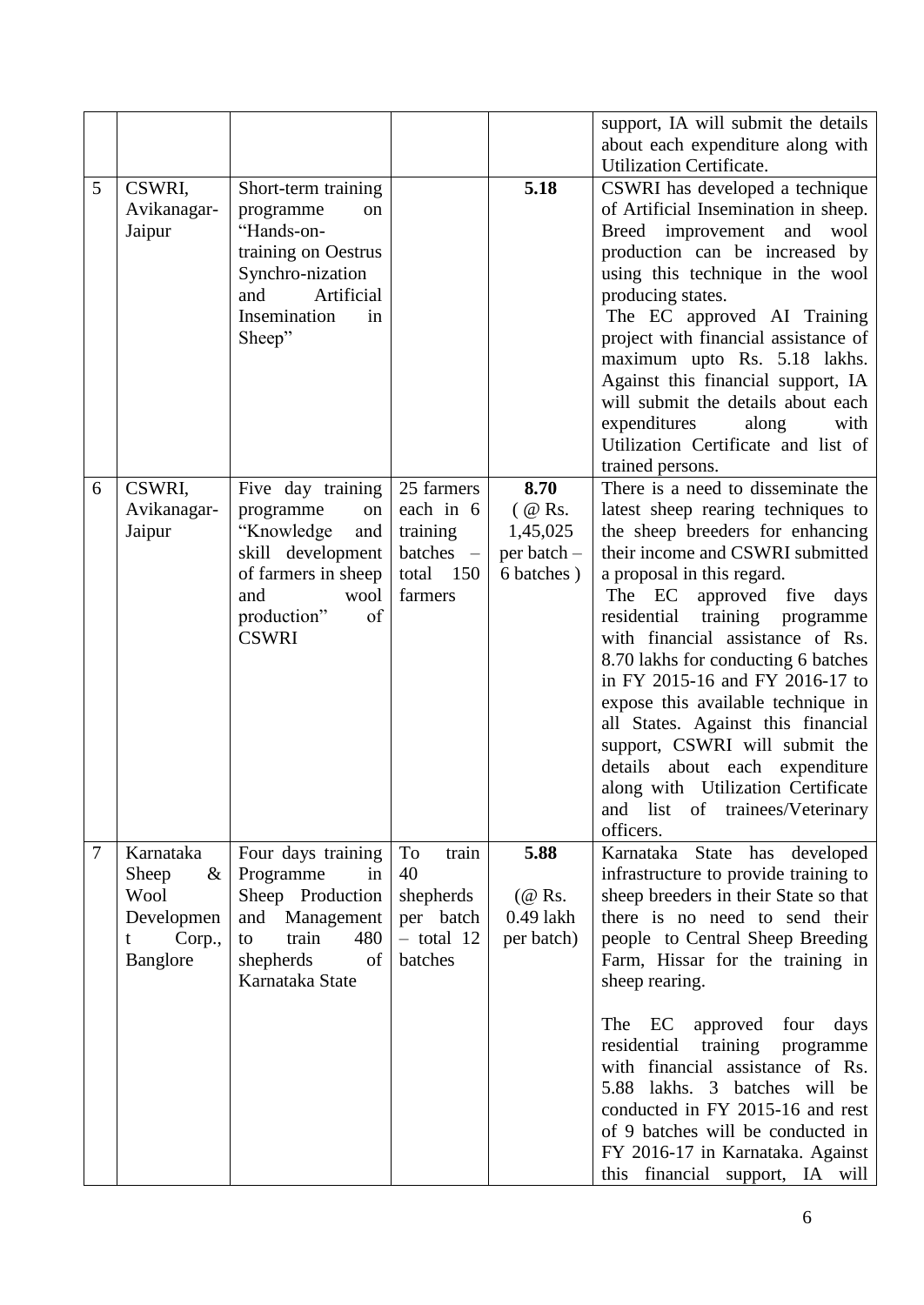|  |  |  |  |  | support, IA will submit the details about each expenditure along with Utilization Certificate. |
|---|---|---|---|---|---|
| 5 | CSWRI, Avikanagar-Jaipur | Short-term training programme on "Hands-on-training on Oestrus Synchro-nization and Artificial Insemination in Sheep" |  | **5.18** | CSWRI has developed a technique of Artificial Insemination in sheep. Breed improvement and wool production can be increased by using this technique in the wool producing states. The EC approved AI Training project with financial assistance of maximum upto Rs. 5.18 lakhs. Against this financial support, IA will submit the details about each expenditures along with Utilization Certificate and list of trained persons. |
| 6 | CSWRI, Avikanagar-Jaipur | Five day training programme on "Knowledge and skill development of farmers in sheep and wool production" of CSWRI | 25 farmers each in 6 training batches – total 150 farmers | **8.70** ( @ Rs. 1,45,025 per batch – 6 batches ) | There is a need to disseminate the latest sheep rearing techniques to the sheep breeders for enhancing their income and CSWRI submitted a proposal in this regard. The EC approved five days residential training programme with financial assistance of Rs. 8.70 lakhs for conducting 6 batches in FY 2015-16 and FY 2016-17 to expose this available technique in all States. Against this financial support, CSWRI will submit the details about each expenditure along with Utilization Certificate and list of trainees/Veterinary officers. |
| 7 | Karnataka Sheep & Wool Development Corp., Banglore | Four days training Programme in Sheep Production and Management to train 480 shepherds of Karnataka State | To train 40 shepherds per batch – total 12 batches | **5.88** (@ Rs. 0.49 lakh per batch) | Karnataka State has developed infrastructure to provide training to sheep breeders in their State so that there is no need to send their people to Central Sheep Breeding Farm, Hissar for the training in sheep rearing. <br><br> The EC approved four days residential training programme with financial assistance of Rs. 5.88 lakhs. 3 batches will be conducted in FY 2015-16 and rest of 9 batches will be conducted in FY 2016-17 in Karnataka. Against this financial support, IA will |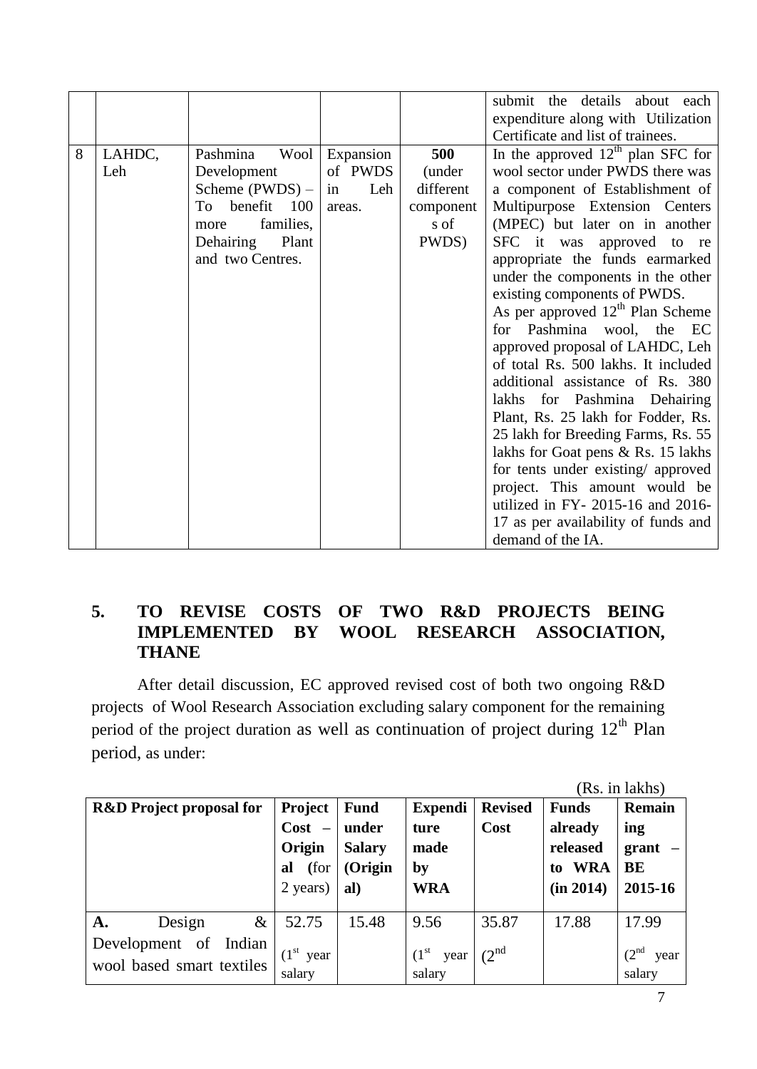|   |   |   |   |   | submit the details about each expenditure along with Utilization Certificate and list of trainees. |
|---|---|---|---|---|---|
| 8 | LAHDC, Leh | Pashmina Wool Development Scheme (PWDS) – To benefit 100 more families, Dehairing Plant and two Centres. | Expansion of PWDS in Leh areas. | **500** (under different components of PWDS) | In the approved $12^{th}$ plan SFC for wool sector under PWDS there was a component of Establishment of Multipurpose Extension Centers (MPEC) but later on in another SFC it was approved to re appropriate the funds earmarked under the components in the other existing components of PWDS. As per approved $12^{th}$ Plan Scheme for Pashmina wool, the EC approved proposal of LAHDC, Leh of total Rs. 500 lakhs. It included additional assistance of Rs. 380 lakhs for Pashmina Dehairing Plant, Rs. 25 lakh for Fodder, Rs. 25 lakh for Breeding Farms, Rs. 55 lakhs for Goat pens & Rs. 15 lakhs for tents under existing/ approved project. This amount would be utilized in FY- 2015-16 and 2016-17 as per availability of funds and demand of the IA. |

## 5. TO REVISE COSTS OF TWO R&D PROJECTS BEING IMPLEMENTED BY WOOL RESEARCH ASSOCIATION, THANE

After detail discussion, EC approved revised cost of both two ongoing R&D projects of Wool Research Association excluding salary component for the remaining period of the project duration as well as continuation of project during $12^{th}$ Plan period, as under:

(Rs. in lakhs)

| **R&D Project proposal for** | **Project Cost – Original** (for 2 years) | **Fund under Salary (Original)** | **Expenditure made by WRA** | **Revised Cost** | **Funds already released to WRA (in 2014)** | **Remaining grant – BE 2015-16** |
|---|---|---|---|---|---|---|
| **A.** Design & Development of Indian wool based smart textiles | 52.75 ($1^{st}$ year salary | 15.48 | 9.56 ($1^{st}$ year salary | 35.87 ($2^{nd}$ | 17.88 | 17.99 ($2^{nd}$ year salary |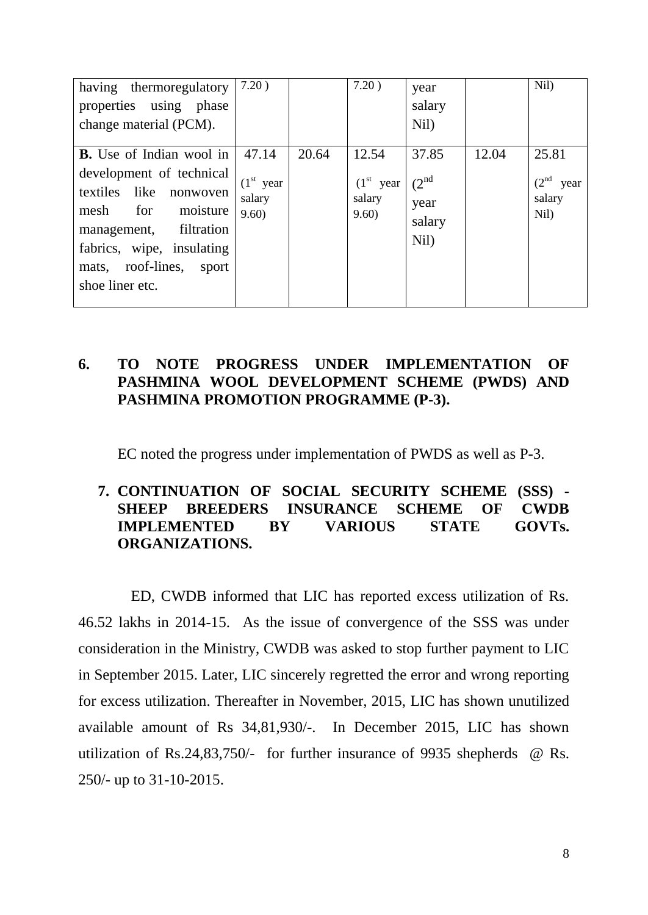| | | | | | | |
|---|---|---|---|---|---|---|
| having thermoregulatory properties using phase change material (PCM). | 7.20 ) | | 7.20 ) | year salary Nil) | | Nil) |
| **B.** Use of Indian wool in development of technical textiles like nonwoven mesh for moisture management, filtration fabrics, wipe, insulating mats, roof-lines, sport shoe liner etc. | 47.14 (1st year salary 9.60) | 20.64 | 12.54 (1st year salary 9.60) | 37.85 (2nd year salary Nil) | 12.04 | 25.81 (2nd year salary Nil) |

## 6. TO NOTE PROGRESS UNDER IMPLEMENTATION OF PASHMINA WOOL DEVELOPMENT SCHEME (PWDS) AND PASHMINA PROMOTION PROGRAMME (P-3).

EC noted the progress under implementation of PWDS as well as P-3.

## 7. CONTINUATION OF SOCIAL SECURITY SCHEME (SSS) - SHEEP BREEDERS INSURANCE SCHEME OF CWDB IMPLEMENTED BY VARIOUS STATE GOVTs. ORGANIZATIONS.

ED, CWDB informed that LIC has reported excess utilization of Rs. 46.52 lakhs in 2014-15. As the issue of convergence of the SSS was under consideration in the Ministry, CWDB was asked to stop further payment to LIC in September 2015. Later, LIC sincerely regretted the error and wrong reporting for excess utilization. Thereafter in November, 2015, LIC has shown unutilized available amount of Rs 34,81,930/-. In December 2015, LIC has shown utilization of Rs.24,83,750/- for further insurance of 9935 shepherds @ Rs. 250/- up to 31-10-2015.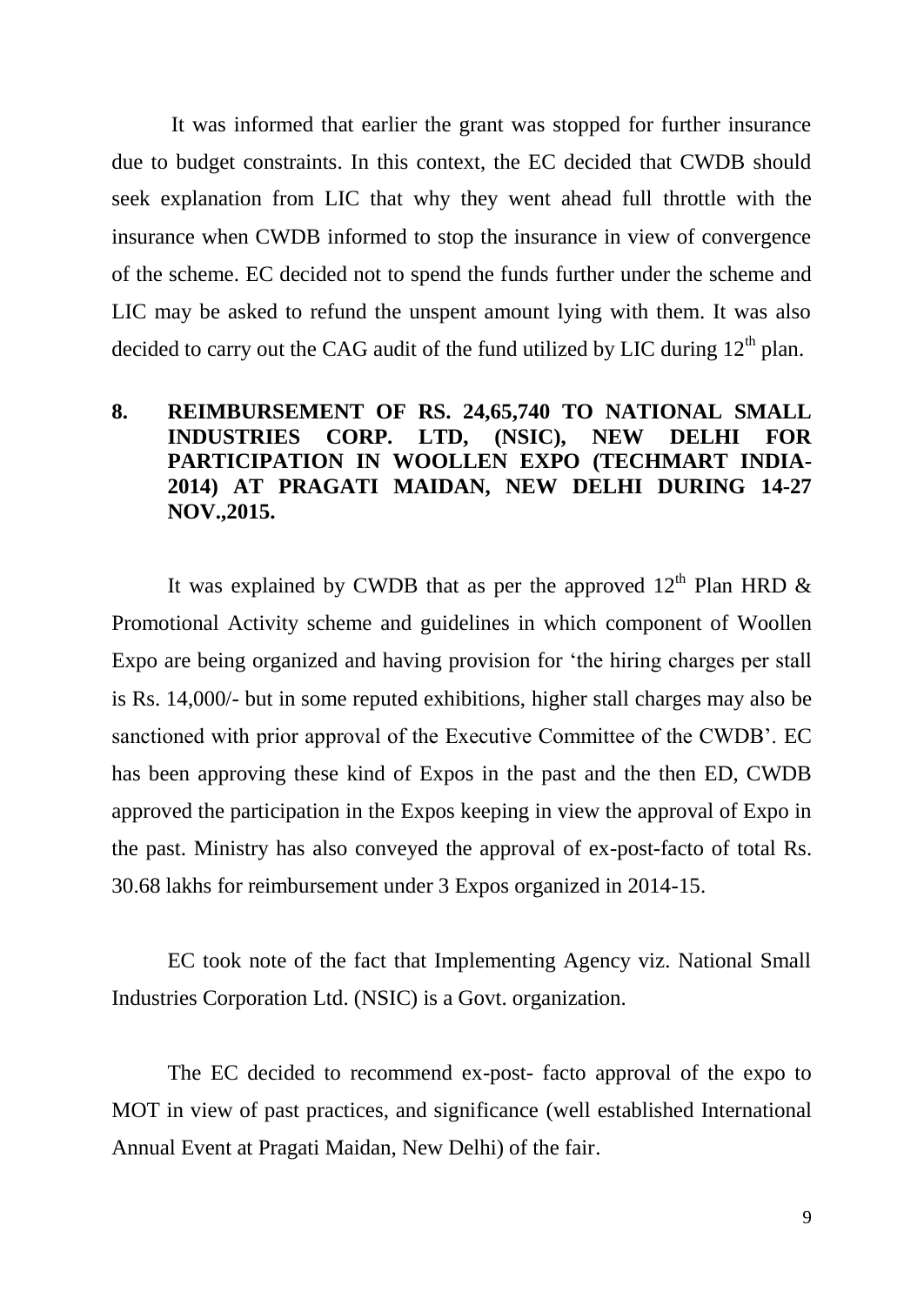It was informed that earlier the grant was stopped for further insurance due to budget constraints. In this context, the EC decided that CWDB should seek explanation from LIC that why they went ahead full throttle with the insurance when CWDB informed to stop the insurance in view of convergence of the scheme. EC decided not to spend the funds further under the scheme and LIC may be asked to refund the unspent amount lying with them. It was also decided to carry out the CAG audit of the fund utilized by LIC during 12th plan.

**8. REIMBURSEMENT OF RS. 24,65,740 TO NATIONAL SMALL INDUSTRIES CORP. LTD, (NSIC), NEW DELHI FOR PARTICIPATION IN WOOLLEN EXPO (TECHMART INDIA-2014) AT PRAGATI MAIDAN, NEW DELHI DURING 14-27 NOV.,2015.**

It was explained by CWDB that as per the approved 12th Plan HRD & Promotional Activity scheme and guidelines in which component of Woollen Expo are being organized and having provision for 'the hiring charges per stall is Rs. 14,000/- but in some reputed exhibitions, higher stall charges may also be sanctioned with prior approval of the Executive Committee of the CWDB'. EC has been approving these kind of Expos in the past and the then ED, CWDB approved the participation in the Expos keeping in view the approval of Expo in the past. Ministry has also conveyed the approval of ex-post-facto of total Rs. 30.68 lakhs for reimbursement under 3 Expos organized in 2014-15.

EC took note of the fact that Implementing Agency viz. National Small Industries Corporation Ltd. (NSIC) is a Govt. organization.

The EC decided to recommend ex-post- facto approval of the expo to MOT in view of past practices, and significance (well established International Annual Event at Pragati Maidan, New Delhi) of the fair.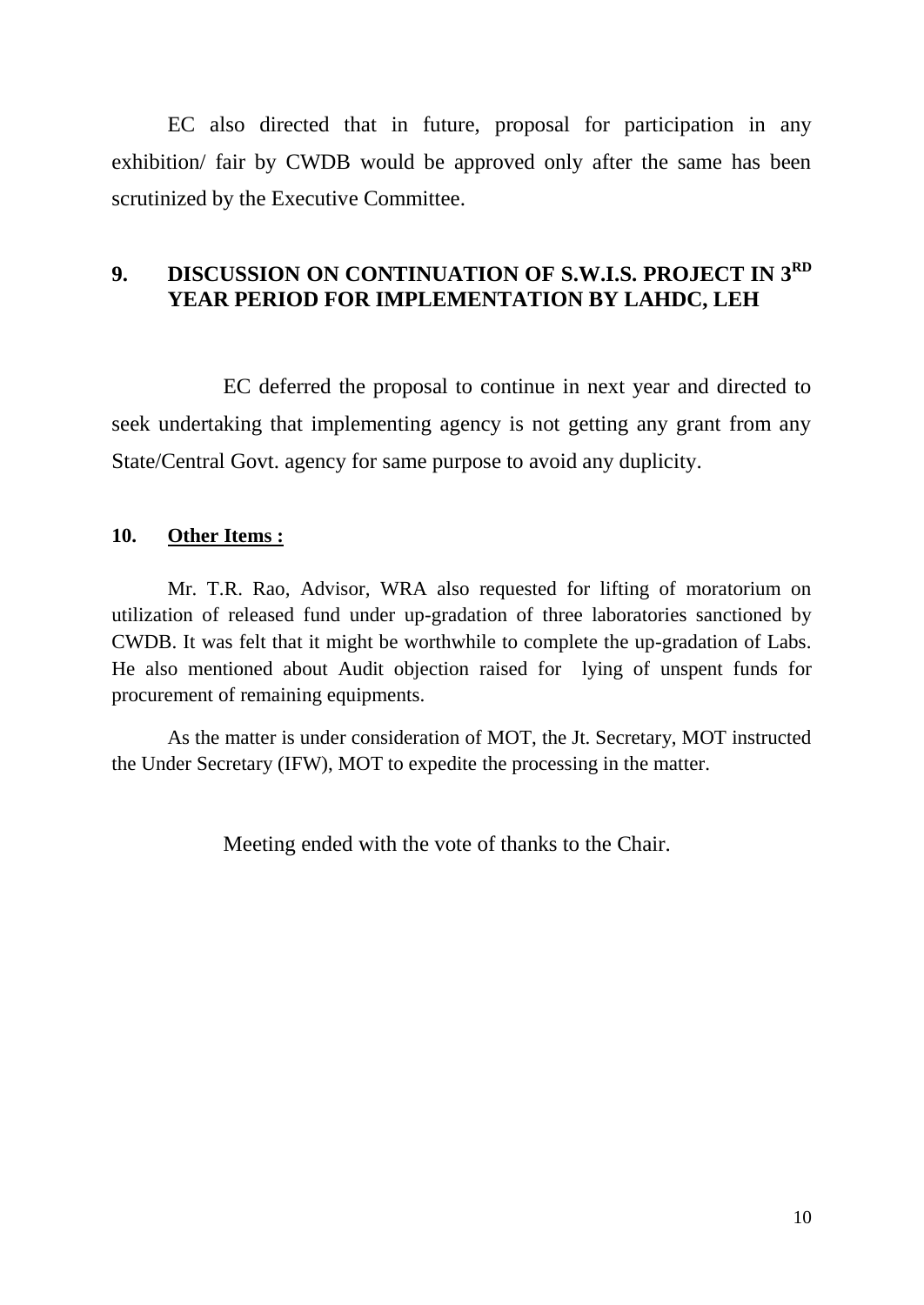EC also directed that in future, proposal for participation in any exhibition/ fair by CWDB would be approved only after the same has been scrutinized by the Executive Committee.

## 9. DISCUSSION ON CONTINUATION OF S.W.I.S. PROJECT IN 3RD YEAR PERIOD FOR IMPLEMENTATION BY LAHDC, LEH

EC deferred the proposal to continue in next year and directed to seek undertaking that implementing agency is not getting any grant from any State/Central Govt. agency for same purpose to avoid any duplicity.

## 10. Other Items :

Mr. T.R. Rao, Advisor, WRA also requested for lifting of moratorium on utilization of released fund under up-gradation of three laboratories sanctioned by CWDB. It was felt that it might be worthwhile to complete the up-gradation of Labs. He also mentioned about Audit objection raised for lying of unspent funds for procurement of remaining equipments.

As the matter is under consideration of MOT, the Jt. Secretary, MOT instructed the Under Secretary (IFW), MOT to expedite the processing in the matter.

Meeting ended with the vote of thanks to the Chair.